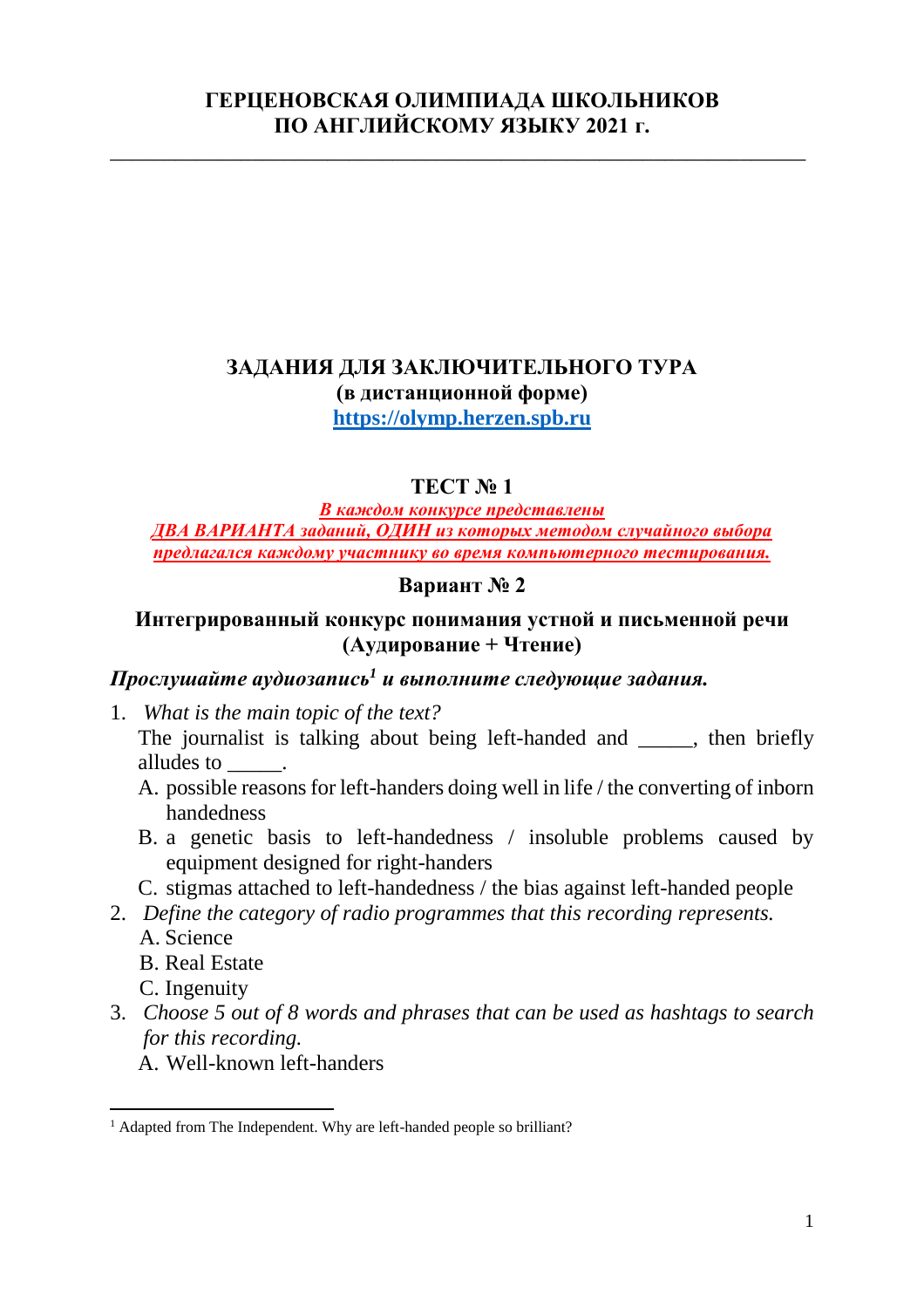**ГЕРЦЕНОВСКАЯ ОЛИМПИАДА ШКОЛЬНИКОВ ПО АНГЛИЙСКОМУ ЯЗЫКУ 2021 г.**

---

## ЗАДАНИЯ ДЛЯ ЗАКЛЮЧИТЕЛЬНОГО ТУРА

**(в дистанционной форме)**

**https://olymp.herzen.spb.ru**

### ТЕСТ № 1

***В каждом конкурсе представлены ДВА ВАРИАНТА заданий, ОДИН из которых методом случайного выбора предлагался каждому участнику во время компьютерного тестирования.***

### Вариант № 2

### Интегрированный конкурс понимания устной и письменной речи (Аудирование + Чтение)

***Прослушайте аудиозапись[1] и выполните следующие задания.***

1. *What is the main topic of the text?*
   The journalist is talking about being left-handed and _____, then briefly alludes to _____.
   A. possible reasons for left-handers doing well in life / the converting of inborn handedness
   B. a genetic basis to left-handedness / insoluble problems caused by equipment designed for right-handers
   C. stigmas attached to left-handedness / the bias against left-handed people
2. *Define the category of radio programmes that this recording represents.*
   A. Science
   B. Real Estate
   C. Ingenuity
3. *Choose 5 out of 8 words and phrases that can be used as hashtags to search for this recording.*
   A. Well-known left-handers

---

[1] Adapted from The Independent. Why are left-handed people so brilliant?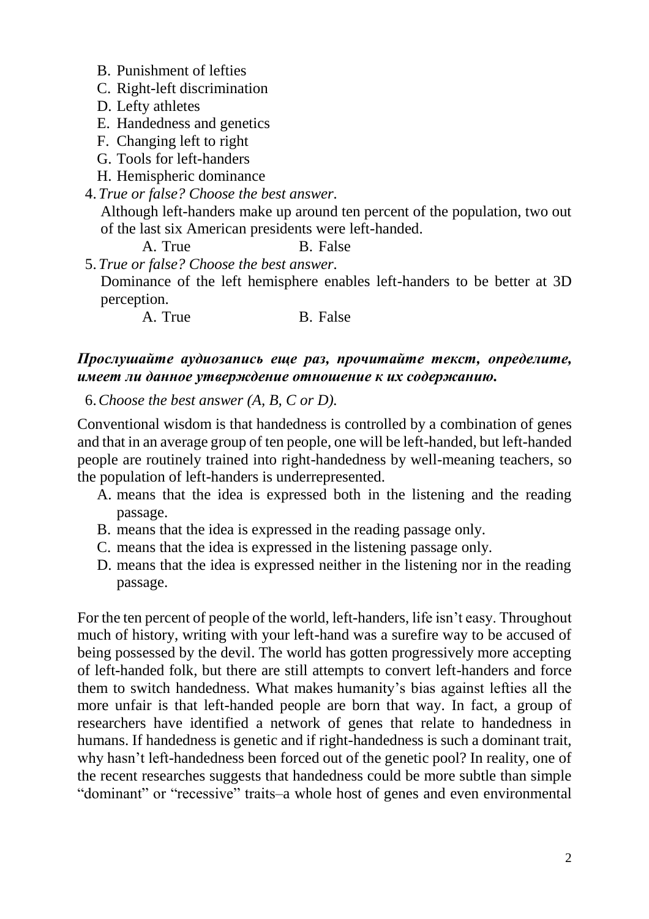B. Punishment of lefties
C. Right-left discrimination
D. Lefty athletes
E. Handedness and genetics
F. Changing left to right
G. Tools for left-handers
H. Hemispheric dominance

4. *True or false? Choose the best answer.*

   Although left-handers make up around ten percent of the population, two out of the last six American presidents were left-handed.

   A. True B. False

5. *True or false? Choose the best answer.*

   Dominance of the left hemisphere enables left-handers to be better at 3D perception.

   A. True B. False

***Прослушайте аудиозапись еще раз, прочитайте текст, определите, имеет ли данное утверждение отношение к их содержанию.***

6. *Choose the best answer (A, B, C or D).*

Conventional wisdom is that handedness is controlled by a combination of genes and that in an average group of ten people, one will be left-handed, but left-handed people are routinely trained into right-handedness by well-meaning teachers, so the population of left-handers is underrepresented.

A. means that the idea is expressed both in the listening and the reading passage.
B. means that the idea is expressed in the reading passage only.
C. means that the idea is expressed in the listening passage only.
D. means that the idea is expressed neither in the listening nor in the reading passage.

For the ten percent of people of the world, left-handers, life isn't easy. Throughout much of history, writing with your left-hand was a surefire way to be accused of being possessed by the devil. The world has gotten progressively more accepting of left-handed folk, but there are still attempts to convert left-handers and force them to switch handedness. What makes humanity's bias against lefties all the more unfair is that left-handed people are born that way. In fact, a group of researchers have identified a network of genes that relate to handedness in humans. If handedness is genetic and if right-handedness is such a dominant trait, why hasn't left-handedness been forced out of the genetic pool? In reality, one of the recent researches suggests that handedness could be more subtle than simple "dominant" or "recessive" traits–a whole host of genes and even environmental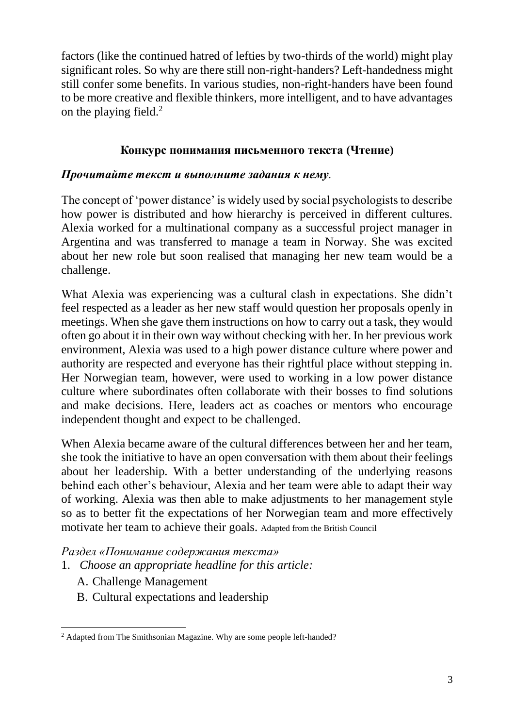factors (like the continued hatred of lefties by two-thirds of the world) might play significant roles. So why are there still non-right-handers? Left-handedness might still confer some benefits. In various studies, non-right-handers have been found to be more creative and flexible thinkers, more intelligent, and to have advantages on the playing field.[2]

### Конкурс понимания письменного текста (Чтение)

***Прочитайте текст и выполните задания к нему.***

The concept of 'power distance' is widely used by social psychologists to describe how power is distributed and how hierarchy is perceived in different cultures. Alexia worked for a multinational company as a successful project manager in Argentina and was transferred to manage a team in Norway. She was excited about her new role but soon realised that managing her new team would be a challenge.

What Alexia was experiencing was a cultural clash in expectations. She didn't feel respected as a leader as her new staff would question her proposals openly in meetings. When she gave them instructions on how to carry out a task, they would often go about it in their own way without checking with her. In her previous work environment, Alexia was used to a high power distance culture where power and authority are respected and everyone has their rightful place without stepping in. Her Norwegian team, however, were used to working in a low power distance culture where subordinates often collaborate with their bosses to find solutions and make decisions. Here, leaders act as coaches or mentors who encourage independent thought and expect to be challenged.

When Alexia became aware of the cultural differences between her and her team, she took the initiative to have an open conversation with them about their feelings about her leadership. With a better understanding of the underlying reasons behind each other's behaviour, Alexia and her team were able to adapt their way of working. Alexia was then able to make adjustments to her management style so as to better fit the expectations of her Norwegian team and more effectively motivate her team to achieve their goals. Adapted from the British Council

*Раздел «Понимание содержания текста»*

1. *Choose an appropriate headline for this article:*
   A. Challenge Management
   B. Cultural expectations and leadership

---

[2] Adapted from The Smithsonian Magazine. Why are some people left-handed?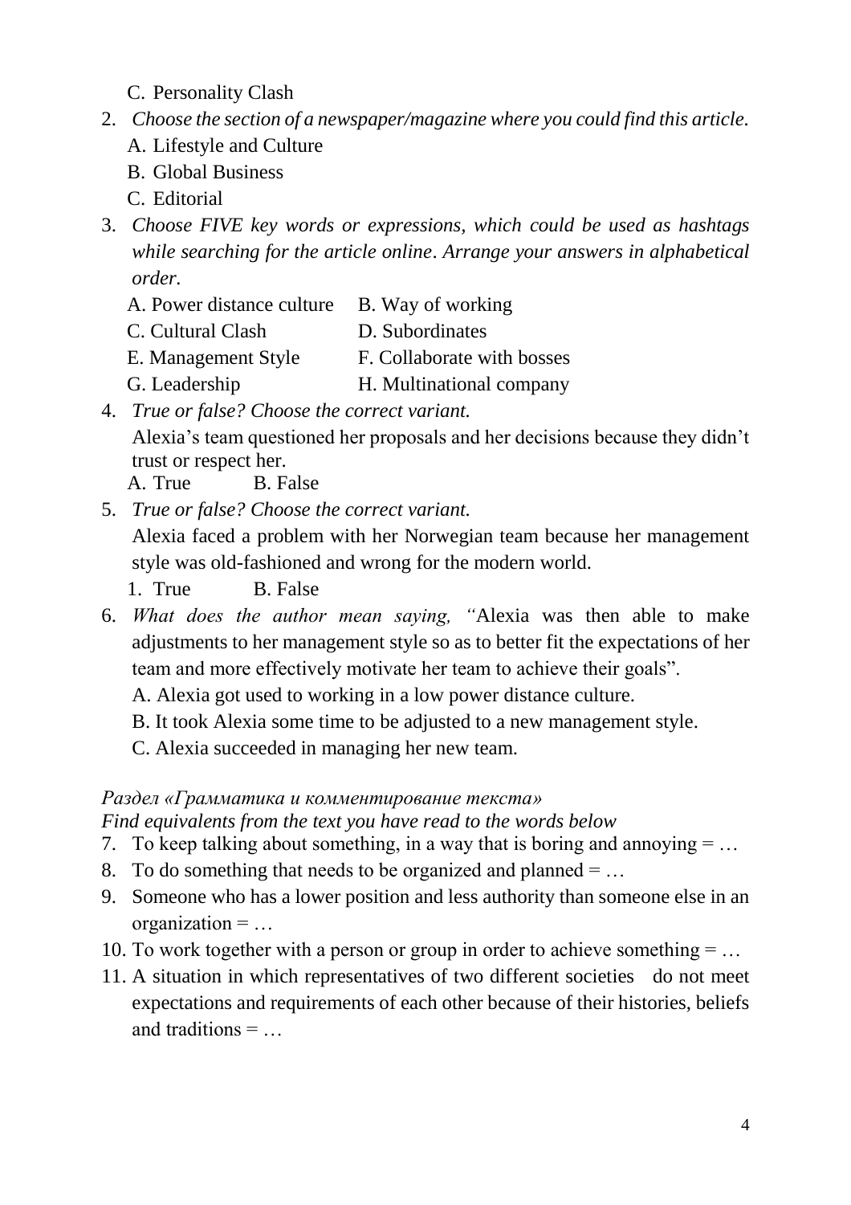C. Personality Clash

2. *Choose the section of a newspaper/magazine where you could find this article.*
   A. Lifestyle and Culture
   B. Global Business
   C. Editorial

3. *Choose FIVE key words or expressions, which could be used as hashtags while searching for the article online. Arrange your answers in alphabetical order.*
   A. Power distance culture    B. Way of working
   C. Cultural Clash    D. Subordinates
   E. Management Style    F. Collaborate with bosses
   G. Leadership    H. Multinational company

4. *True or false? Choose the correct variant.*
   Alexia's team questioned her proposals and her decisions because they didn't trust or respect her.
   A. True    B. False

5. *True or false? Choose the correct variant.*
   Alexia faced a problem with her Norwegian team because her management style was old-fashioned and wrong for the modern world.
   1. True    B. False

6. *What does the author mean saying, "*Alexia was then able to make adjustments to her management style so as to better fit the expectations of her team and more effectively motivate her team to achieve their goals".
   A. Alexia got used to working in a low power distance culture.
   B. It took Alexia some time to be adjusted to a new management style.
   C. Alexia succeeded in managing her new team.

*Раздел «Грамматика и комментирование текста»*

*Find equivalents from the text you have read to the words below*

7. To keep talking about something, in a way that is boring and annoying = …
8. To do something that needs to be organized and planned = …
9. Someone who has a lower position and less authority than someone else in an organization = …
10. To work together with a person or group in order to achieve something = …
11. A situation in which representatives of two different societies do not meet expectations and requirements of each other because of their histories, beliefs and traditions = …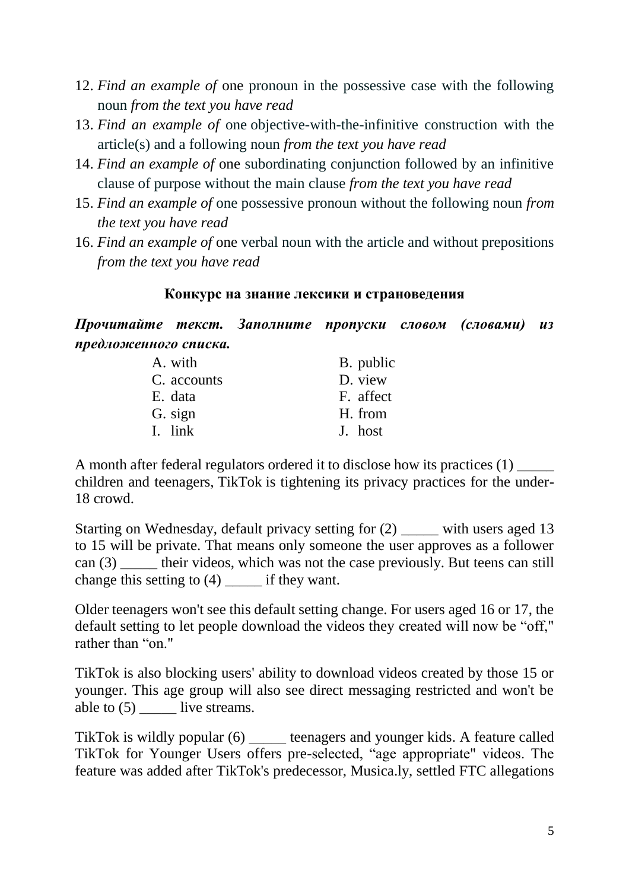12. *Find an example of* one pronoun in the possessive case with the following noun *from the text you have read*
13. *Find an example of* one objective-with-the-infinitive construction with the article(s) and a following noun *from the text you have read*
14. *Find an example of* one subordinating conjunction followed by an infinitive clause of purpose without the main clause *from the text you have read*
15. *Find an example of* one possessive pronoun without the following noun *from the text you have read*
16. *Find an example of* one verbal noun with the article and without prepositions *from the text you have read*

### Конкурс на знание лексики и страноведения

***Прочитайте текст. Заполните пропуски словом (словами) из предложенного списка.***

| | |
|---|---|
| A. with | B. public |
| C. accounts | D. view |
| E. data | F. affect |
| G. sign | H. from |
| I. link | J. host |

A month after federal regulators ordered it to disclose how its practices (1) _____ children and teenagers, TikTok is tightening its privacy practices for the under-18 crowd.

Starting on Wednesday, default privacy setting for (2) _____ with users aged 13 to 15 will be private. That means only someone the user approves as a follower can (3) _____ their videos, which was not the case previously. But teens can still change this setting to (4) _____ if they want.

Older teenagers won't see this default setting change. For users aged 16 or 17, the default setting to let people download the videos they created will now be "off," rather than "on."

TikTok is also blocking users' ability to download videos created by those 15 or younger. This age group will also see direct messaging restricted and won't be able to (5) _____ live streams.

TikTok is wildly popular (6) _____ teenagers and younger kids. A feature called TikTok for Younger Users offers pre-selected, "age appropriate" videos. The feature was added after TikTok's predecessor, Musica.ly, settled FTC allegations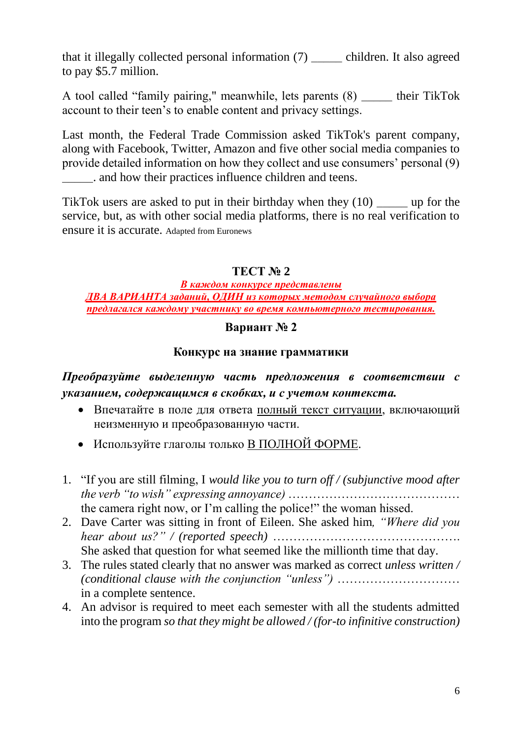that it illegally collected personal information (7) _____ children. It also agreed to pay $5.7 million.

A tool called "family pairing," meanwhile, lets parents (8) _____ their TikTok account to their teen's to enable content and privacy settings.

Last month, the Federal Trade Commission asked TikTok's parent company, along with Facebook, Twitter, Amazon and five other social media companies to provide detailed information on how they collect and use consumers' personal (9) _____. and how their practices influence children and teens.

TikTok users are asked to put in their birthday when they (10) _____ up for the service, but, as with other social media platforms, there is no real verification to ensure it is accurate. Adapted from Euronews

## ТЕСТ № 2

***В каждом конкурсе представлены ДВА ВАРИАНТА заданий, ОДИН из которых методом случайного выбора предлагался каждому участнику во время компьютерного тестирования.***

### Вариант № 2

### Конкурс на знание грамматики

***Преобразуйте выделенную часть предложения в соответствии с указанием, содержащимся в скобках, и с учетом контекста.***

- Впечатайте в поле для ответа полный текст ситуации, включающий неизменную и преобразованную части.
- Используйте глаголы только В ПОЛНОЙ ФОРМЕ.

1. "If you are still filming, I *would like you to turn off / (subjunctive mood after the verb "to wish" expressing annoyance)* …………………………………… the camera right now, or I'm calling the police!" the woman hissed.
2. Dave Carter was sitting in front of Eileen. She asked him, *"Where did you hear about us?" / (reported speech)* ………………………………………. She asked that question for what seemed like the millionth time that day.
3. The rules stated clearly that no answer was marked as correct *unless written / (conditional clause with the conjunction "unless")* ………………………… in a complete sentence.
4. An advisor is required to meet each semester with all the students admitted into the program *so that they might be allowed / (for-to infinitive construction)*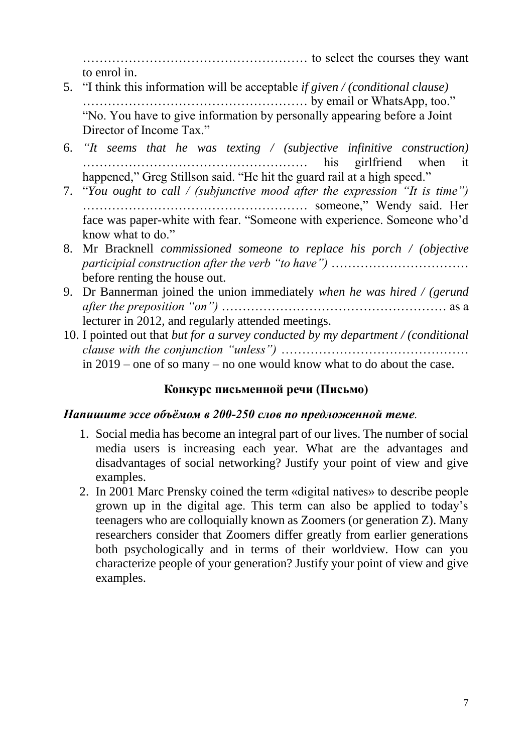……………………………………………… to select the courses they want to enrol in.

5. "I think this information will be acceptable *if given / (conditional clause)* ……………………………………………… by email or WhatsApp, too." "No. You have to give information by personally appearing before a Joint Director of Income Tax."
6. *"It seems that he was texting / (subjective infinitive construction)* ……………………………………………… his girlfriend when it happened," Greg Stillson said. "He hit the guard rail at a high speed."
7. "*You ought to call / (subjunctive mood after the expression "It is time")* ……………………………………………… someone," Wendy said. Her face was paper-white with fear. "Someone with experience. Someone who'd know what to do."
8. Mr Bracknell *commissioned someone to replace his porch / (objective participial construction after the verb "to have")* …………………………… before renting the house out.
9. Dr Bannerman joined the union immediately *when he was hired / (gerund after the preposition "on")* ……………………………………………… as a lecturer in 2012, and regularly attended meetings.
10. I pointed out that *but for a survey conducted by my department / (conditional clause with the conjunction "unless")* ……………………………………… in 2019 – one of so many – no one would know what to do about the case.

## Конкурс письменной речи (Письмо)

***Напишите эссе объёмом в 200-250 слов по предложенной теме.***

1. Social media has become an integral part of our lives. The number of social media users is increasing each year. What are the advantages and disadvantages of social networking? Justify your point of view and give examples.
2. In 2001 Marc Prensky coined the term «digital natives» to describe people grown up in the digital age. This term can also be applied to today's teenagers who are colloquially known as Zoomers (or generation Z). Many researchers consider that Zoomers differ greatly from earlier generations both psychologically and in terms of their worldview. How can you characterize people of your generation? Justify your point of view and give examples.